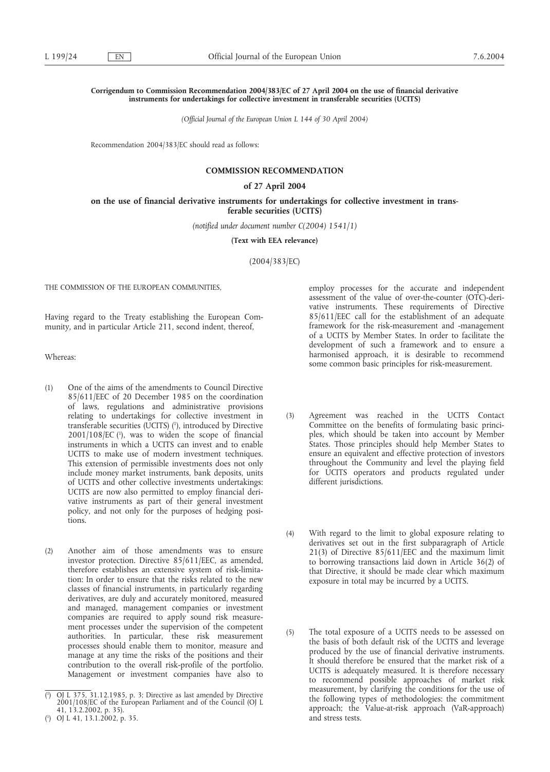**Corrigendum to Commission Recommendation 2004/383/EC of 27 April 2004 on the use of financial derivative instruments for undertakings for collective investment in transferable securities (UCITS)**

*(Official Journal of the European Union L 144 of 30 April 2004)*

Recommendation 2004/383/EC should read as follows:

## COMMISSION RECOMMENDATION

### of 27 April 2004

### on the use of financial derivative instruments for undertakings for collective investment in transferable securities (UCITS)

*(notified under document number C(2004) 1541/1)*

**(Text with EEA relevance)**

(2004/383/EC)

THE COMMISSION OF THE EUROPEAN COMMUNITIES,

Having regard to the Treaty establishing the European Community, and in particular Article 211, second indent, thereof,

Whereas:

(1) One of the aims of the amendments to Council Directive 85/611/EEC of 20 December 1985 on the coordination of laws, regulations and administrative provisions relating to undertakings for collective investment in transferable securities (UCITS) [1], introduced by Directive 2001/108/EC [1], was to widen the scope of financial instruments in which a UCITS can invest and to enable UCITS to make use of modern investment techniques. This extension of permissible investments does not only include money market instruments, bank deposits, units of UCITS and other collective investments undertakings: UCITS are now also permitted to employ financial derivative instruments as part of their general investment policy, and not only for the purposes of hedging positions.

(2) Another aim of those amendments was to ensure investor protection. Directive 85/611/EEC, as amended, therefore establishes an extensive system of risk-limitation: In order to ensure that the risks related to the new classes of financial instruments, in particularly regarding derivatives, are duly and accurately monitored, measured and managed, management companies or investment companies are required to apply sound risk measurement processes under the supervision of the competent authorities. In particular, these risk measurement processes should enable them to monitor, measure and manage at any time the risks of the positions and their contribution to the overall risk-profile of the portfolio. Management or investment companies have also to employ processes for the accurate and independent assessment of the value of over-the-counter (OTC)-derivative instruments. These requirements of Directive 85/611/EEC call for the establishment of an adequate framework for the risk-measurement and -management of a UCITS by Member States. In order to facilitate the development of such a framework and to ensure a harmonised approach, it is desirable to recommend some common basic principles for risk-measurement.

(3) Agreement was reached in the UCITS Contact Committee on the benefits of formulating basic principles, which should be taken into account by Member States. Those principles should help Member States to ensure an equivalent and effective protection of investors throughout the Community and level the playing field for UCITS operators and products regulated under different jurisdictions.

(4) With regard to the limit to global exposure relating to derivatives set out in the first subparagraph of Article 21(3) of Directive 85/611/EEC and the maximum limit to borrowing transactions laid down in Article 36(2) of that Directive, it should be made clear which maximum exposure in total may be incurred by a UCITS.

(5) The total exposure of a UCITS needs to be assessed on the basis of both default risk of the UCITS and leverage produced by the use of financial derivative instruments. It should therefore be ensured that the market risk of a UCITS is adequately measured. It is therefore necessary to recommend possible approaches of market risk measurement, by clarifying the conditions for the use of the following types of methodologies: the commitment approach; the Value-at-risk approach (VaR-approach) and stress tests.

---

[1] OJ L 375, 31.12.1985, p. 3; Directive as last amended by Directive 2001/108/EC of the European Parliament and of the Council (OJ L 41, 13.2.2002, p. 35).

[1] OJ L 41, 13.1.2002, p. 35.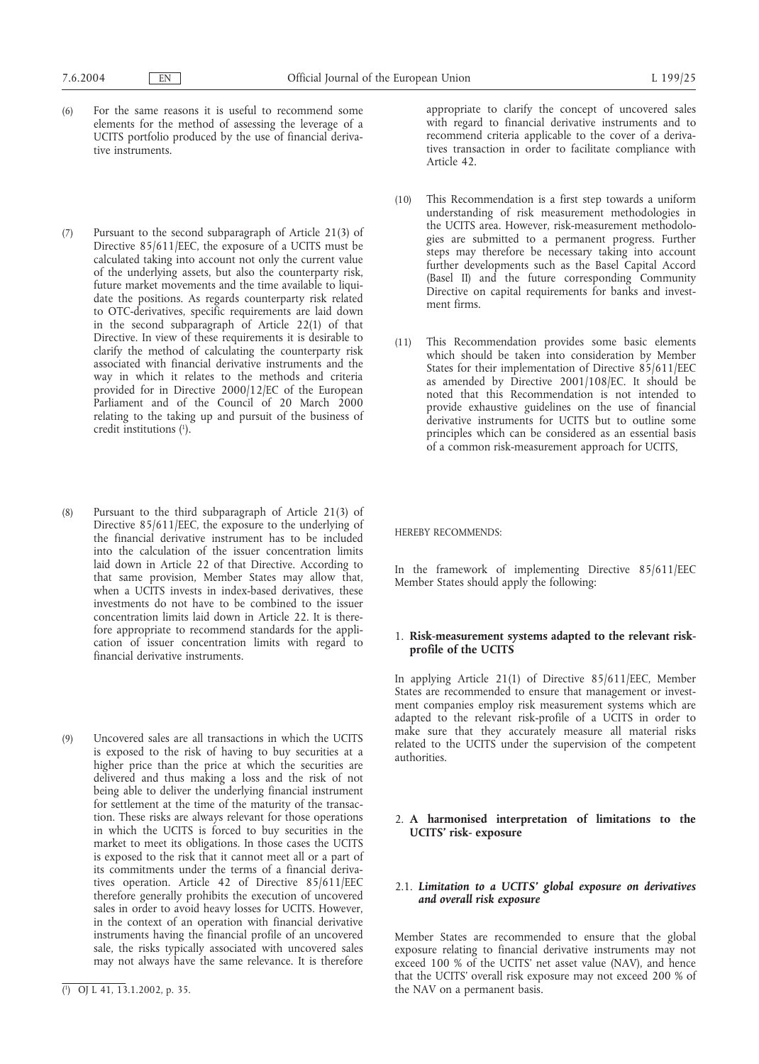(6) For the same reasons it is useful to recommend some elements for the method of assessing the leverage of a UCITS portfolio produced by the use of financial derivative instruments.

(7) Pursuant to the second subparagraph of Article 21(3) of Directive 85/611/EEC, the exposure of a UCITS must be calculated taking into account not only the current value of the underlying assets, but also the counterparty risk, future market movements and the time available to liquidate the positions. As regards counterparty risk related to OTC-derivatives, specific requirements are laid down in the second subparagraph of Article 22(1) of that Directive. In view of these requirements it is desirable to clarify the method of calculating the counterparty risk associated with financial derivative instruments and the way in which it relates to the methods and criteria provided for in Directive 2000/12/EC of the European Parliament and of the Council of 20 March 2000 relating to the taking up and pursuit of the business of credit institutions [1].

(8) Pursuant to the third subparagraph of Article 21(3) of Directive 85/611/EEC, the exposure to the underlying of the financial derivative instrument has to be included into the calculation of the issuer concentration limits laid down in Article 22 of that Directive. According to that same provision, Member States may allow that, when a UCITS invests in index-based derivatives, these investments do not have to be combined to the issuer concentration limits laid down in Article 22. It is therefore appropriate to recommend standards for the application of issuer concentration limits with regard to financial derivative instruments.

(9) Uncovered sales are all transactions in which the UCITS is exposed to the risk of having to buy securities at a higher price than the price at which the securities are delivered and thus making a loss and the risk of not being able to deliver the underlying financial instrument for settlement at the time of the maturity of the transaction. These risks are always relevant for those operations in which the UCITS is forced to buy securities in the market to meet its obligations. In those cases the UCITS is exposed to the risk that it cannot meet all or a part of its commitments under the terms of a financial derivatives operation. Article 42 of Directive 85/611/EEC therefore generally prohibits the execution of uncovered sales in order to avoid heavy losses for UCITS. However, in the context of an operation with financial derivative instruments having the financial profile of an uncovered sale, the risks typically associated with uncovered sales may not always have the same relevance. It is therefore appropriate to clarify the concept of uncovered sales with regard to financial derivative instruments and to recommend criteria applicable to the cover of a derivatives transaction in order to facilitate compliance with Article 42.

(10) This Recommendation is a first step towards a uniform understanding of risk measurement methodologies in the UCITS area. However, risk-measurement methodologies are submitted to a permanent progress. Further steps may therefore be necessary taking into account further developments such as the Basel Capital Accord (Basel II) and the future corresponding Community Directive on capital requirements for banks and investment firms.

(11) This Recommendation provides some basic elements which should be taken into consideration by Member States for their implementation of Directive 85/611/EEC as amended by Directive 2001/108/EC. It should be noted that this Recommendation is not intended to provide exhaustive guidelines on the use of financial derivative instruments for UCITS but to outline some principles which can be considered as an essential basis of a common risk-measurement approach for UCITS,

HEREBY RECOMMENDS:

In the framework of implementing Directive 85/611/EEC Member States should apply the following:

## 1. Risk-measurement systems adapted to the relevant risk-profile of the UCITS

In applying Article 21(1) of Directive 85/611/EEC, Member States are recommended to ensure that management or investment companies employ risk measurement systems which are adapted to the relevant risk-profile of a UCITS in order to make sure that they accurately measure all material risks related to the UCITS under the supervision of the competent authorities.

## 2. A harmonised interpretation of limitations to the UCITS' risk- exposure

### 2.1. *Limitation to a UCITS' global exposure on derivatives and overall risk exposure*

Member States are recommended to ensure that the global exposure relating to financial derivative instruments may not exceed 100 % of the UCITS' net asset value (NAV), and hence that the UCITS' overall risk exposure may not exceed 200 % of the NAV on a permanent basis.

[1] OJ L 41, 13.1.2002, p. 35.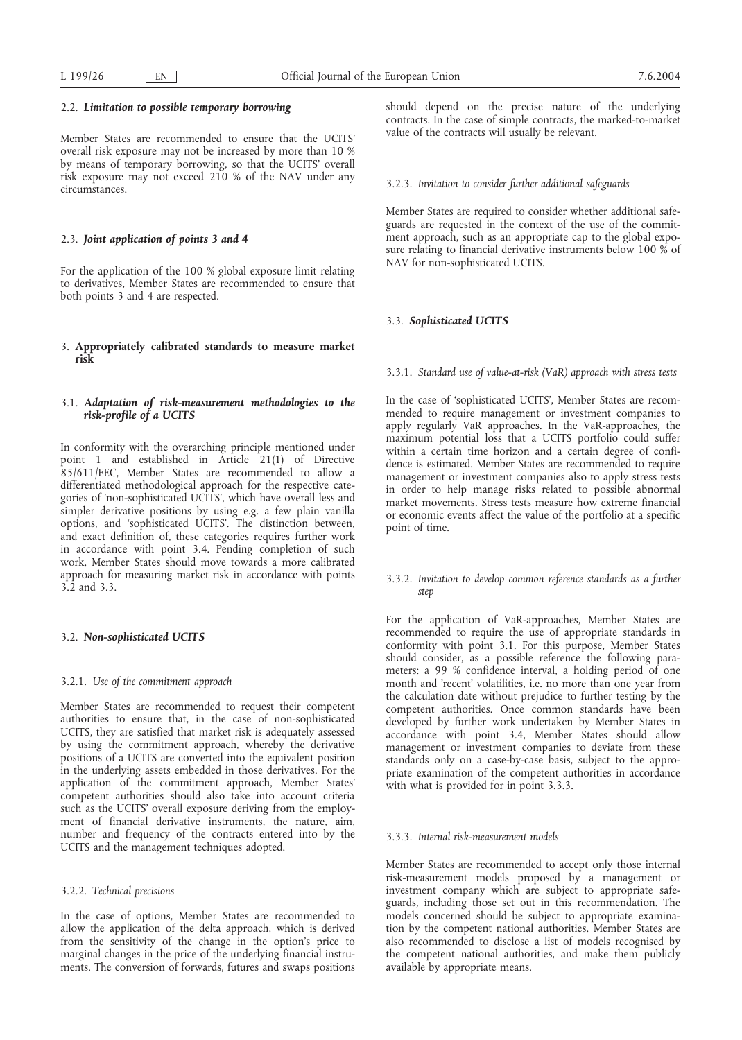### 2.2. *Limitation to possible temporary borrowing*

Member States are recommended to ensure that the UCITS' overall risk exposure may not be increased by more than 10 % by means of temporary borrowing, so that the UCITS' overall risk exposure may not exceed 210 % of the NAV under any circumstances.

### 2.3. *Joint application of points 3 and 4*

For the application of the 100 % global exposure limit relating to derivatives, Member States are recommended to ensure that both points 3 and 4 are respected.

## 3. Appropriately calibrated standards to measure market risk

### 3.1. *Adaptation of risk-measurement methodologies to the risk-profile of a UCITS*

In conformity with the overarching principle mentioned under point 1 and established in Article 21(1) of Directive 85/611/EEC, Member States are recommended to allow a differentiated methodological approach for the respective categories of 'non-sophisticated UCITS', which have overall less and simpler derivative positions by using e.g. a few plain vanilla options, and 'sophisticated UCITS'. The distinction between, and exact definition of, these categories requires further work in accordance with point 3.4. Pending completion of such work, Member States should move towards a more calibrated approach for measuring market risk in accordance with points 3.2 and 3.3.

### 3.2. *Non-sophisticated UCITS*

#### 3.2.1. *Use of the commitment approach*

Member States are recommended to request their competent authorities to ensure that, in the case of non-sophisticated UCITS, they are satisfied that market risk is adequately assessed by using the commitment approach, whereby the derivative positions of a UCITS are converted into the equivalent position in the underlying assets embedded in those derivatives. For the application of the commitment approach, Member States' competent authorities should also take into account criteria such as the UCITS' overall exposure deriving from the employment of financial derivative instruments, the nature, aim, number and frequency of the contracts entered into by the UCITS and the management techniques adopted.

#### 3.2.2. *Technical precisions*

In the case of options, Member States are recommended to allow the application of the delta approach, which is derived from the sensitivity of the change in the option's price to marginal changes in the price of the underlying financial instruments. The conversion of forwards, futures and swaps positions should depend on the precise nature of the underlying contracts. In the case of simple contracts, the marked-to-market value of the contracts will usually be relevant.

#### 3.2.3. *Invitation to consider further additional safeguards*

Member States are required to consider whether additional safeguards are requested in the context of the use of the commitment approach, such as an appropriate cap to the global exposure relating to financial derivative instruments below 100 % of NAV for non-sophisticated UCITS.

### 3.3. *Sophisticated UCITS*

#### 3.3.1. *Standard use of value-at-risk (VaR) approach with stress tests*

In the case of 'sophisticated UCITS', Member States are recommended to require management or investment companies to apply regularly VaR approaches. In the VaR-approaches, the maximum potential loss that a UCITS portfolio could suffer within a certain time horizon and a certain degree of confidence is estimated. Member States are recommended to require management or investment companies also to apply stress tests in order to help manage risks related to possible abnormal market movements. Stress tests measure how extreme financial or economic events affect the value of the portfolio at a specific point of time.

#### 3.3.2. *Invitation to develop common reference standards as a further step*

For the application of VaR-approaches, Member States are recommended to require the use of appropriate standards in conformity with point 3.1. For this purpose, Member States should consider, as a possible reference the following parameters: a 99 % confidence interval, a holding period of one month and 'recent' volatilities, i.e. no more than one year from the calculation date without prejudice to further testing by the competent authorities. Once common standards have been developed by further work undertaken by Member States in accordance with point 3.4, Member States should allow management or investment companies to deviate from these standards only on a case-by-case basis, subject to the appropriate examination of the competent authorities in accordance with what is provided for in point 3.3.3.

#### 3.3.3. *Internal risk-measurement models*

Member States are recommended to accept only those internal risk-measurement models proposed by a management or investment company which are subject to appropriate safeguards, including those set out in this recommendation. The models concerned should be subject to appropriate examination by the competent national authorities. Member States are also recommended to disclose a list of models recognised by the competent national authorities, and make them publicly available by appropriate means.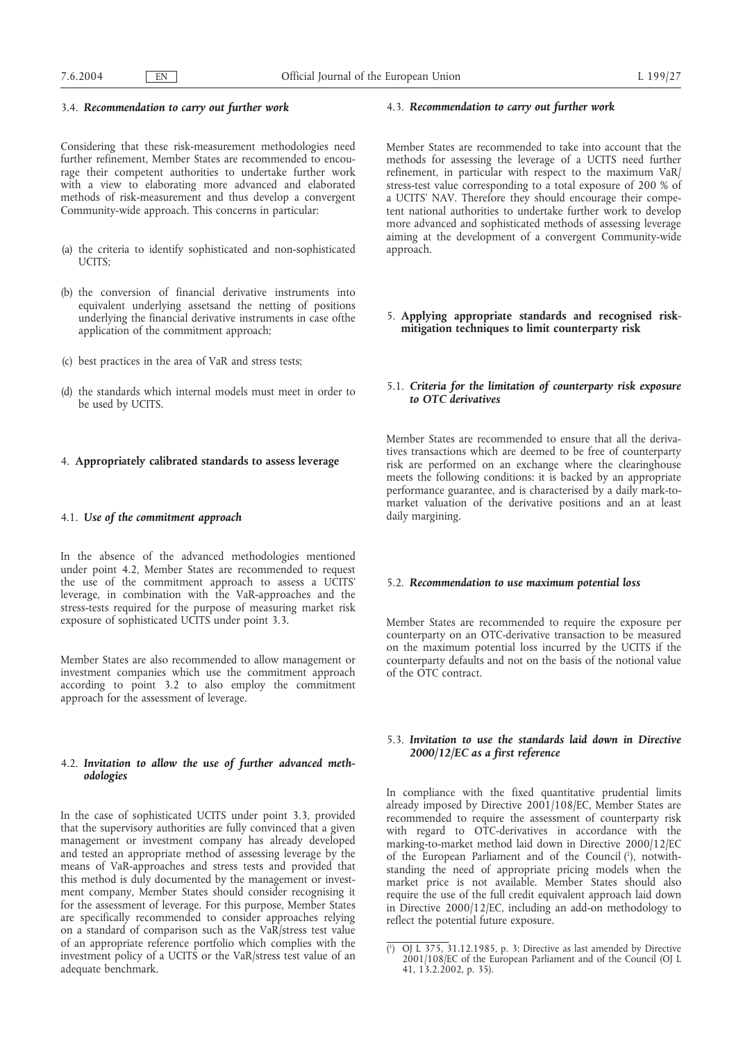### 3.4. *Recommendation to carry out further work*

Considering that these risk-measurement methodologies need further refinement, Member States are recommended to encourage their competent authorities to undertake further work with a view to elaborating more advanced and elaborated methods of risk-measurement and thus develop a convergent Community-wide approach. This concerns in particular:

(a) the criteria to identify sophisticated and non-sophisticated UCITS;

(b) the conversion of financial derivative instruments into equivalent underlying assetsand the netting of positions underlying the financial derivative instruments in case ofthe application of the commitment approach;

(c) best practices in the area of VaR and stress tests;

(d) the standards which internal models must meet in order to be used by UCITS.

## 4. **Appropriately calibrated standards to assess leverage**

### 4.1. *Use of the commitment approach*

In the absence of the advanced methodologies mentioned under point 4.2, Member States are recommended to request the use of the commitment approach to assess a UCITS' leverage, in combination with the VaR-approaches and the stress-tests required for the purpose of measuring market risk exposure of sophisticated UCITS under point 3.3.

Member States are also recommended to allow management or investment companies which use the commitment approach according to point 3.2 to also employ the commitment approach for the assessment of leverage.

### 4.2. *Invitation to allow the use of further advanced methodologies*

In the case of sophisticated UCITS under point 3.3, provided that the supervisory authorities are fully convinced that a given management or investment company has already developed and tested an appropriate method of assessing leverage by the means of VaR-approaches and stress tests and provided that this method is duly documented by the management or investment company, Member States should consider recognising it for the assessment of leverage. For this purpose, Member States are specifically recommended to consider approaches relying on a standard of comparison such as the VaR/stress test value of an appropriate reference portfolio which complies with the investment policy of a UCITS or the VaR/stress test value of an adequate benchmark.

### 4.3. *Recommendation to carry out further work*

Member States are recommended to take into account that the methods for assessing the leverage of a UCITS need further refinement, in particular with respect to the maximum VaR/stress-test value corresponding to a total exposure of 200 % of a UCITS' NAV. Therefore they should encourage their competent national authorities to undertake further work to develop more advanced and sophisticated methods of assessing leverage aiming at the development of a convergent Community-wide approach.

## 5. **Applying appropriate standards and recognised risk-mitigation techniques to limit counterparty risk**

### 5.1. *Criteria for the limitation of counterparty risk exposure to OTC derivatives*

Member States are recommended to ensure that all the derivatives transactions which are deemed to be free of counterparty risk are performed on an exchange where the clearinghouse meets the following conditions: it is backed by an appropriate performance guarantee, and is characterised by a daily mark-to-market valuation of the derivative positions and an at least daily margining.

### 5.2. *Recommendation to use maximum potential loss*

Member States are recommended to require the exposure per counterparty on an OTC-derivative transaction to be measured on the maximum potential loss incurred by the UCITS if the counterparty defaults and not on the basis of the notional value of the OTC contract.

### 5.3. *Invitation to use the standards laid down in Directive 2000/12/EC as a first reference*

In compliance with the fixed quantitative prudential limits already imposed by Directive 2001/108/EC, Member States are recommended to require the assessment of counterparty risk with regard to OTC-derivatives in accordance with the marking-to-market method laid down in Directive 2000/12/EC of the European Parliament and of the Council [1], notwithstanding the need of appropriate pricing models when the market price is not available. Member States should also require the use of the full credit equivalent approach laid down in Directive 2000/12/EC, including an add-on methodology to reflect the potential future exposure.

---

[1] OJ L 375, 31.12.1985, p. 3; Directive as last amended by Directive 2001/108/EC of the European Parliament and of the Council (OJ L 41, 13.2.2002, p. 35).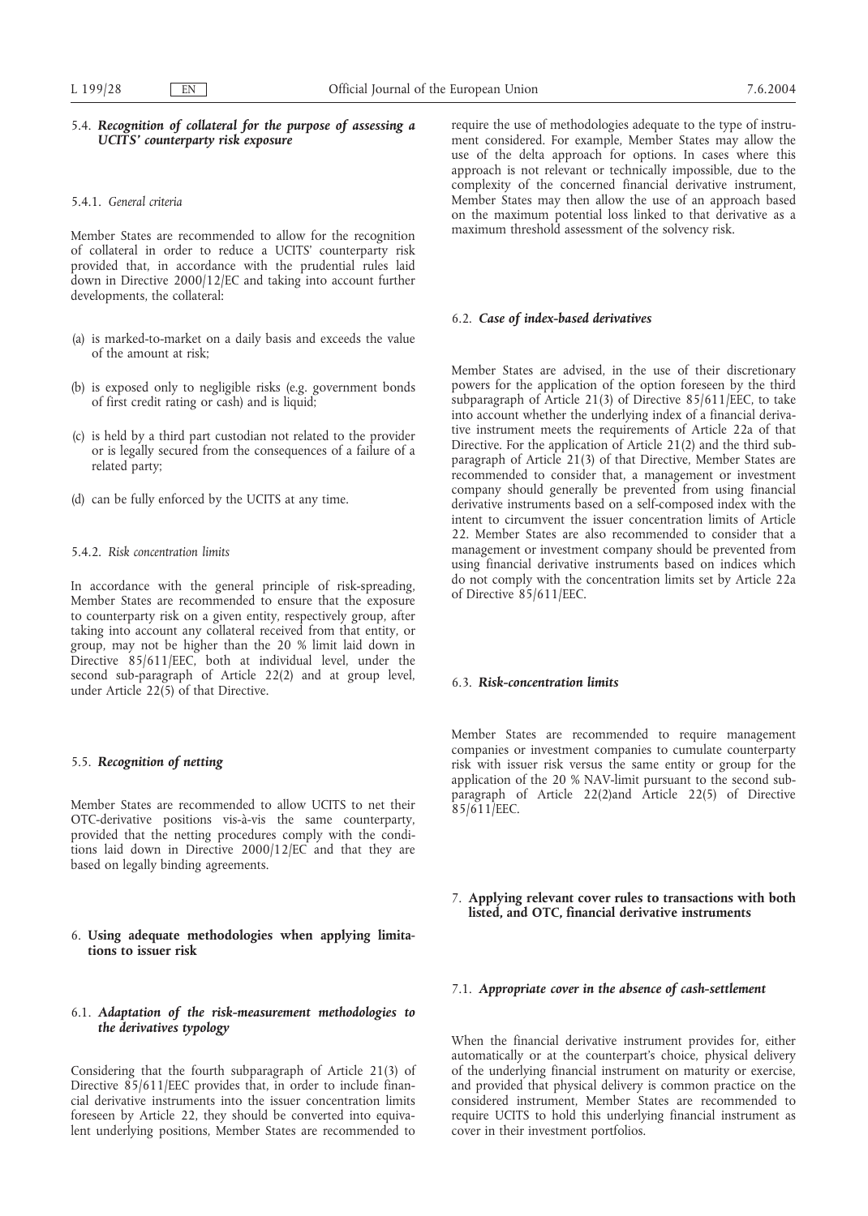### 5.4. *Recognition of collateral for the purpose of assessing a UCITS' counterparty risk exposure*

#### 5.4.1. *General criteria*

Member States are recommended to allow for the recognition of collateral in order to reduce a UCITS' counterparty risk provided that, in accordance with the prudential rules laid down in Directive 2000/12/EC and taking into account further developments, the collateral:

(a) is marked-to-market on a daily basis and exceeds the value of the amount at risk;

(b) is exposed only to negligible risks (e.g. government bonds of first credit rating or cash) and is liquid;

(c) is held by a third part custodian not related to the provider or is legally secured from the consequences of a failure of a related party;

(d) can be fully enforced by the UCITS at any time.

#### 5.4.2. *Risk concentration limits*

In accordance with the general principle of risk-spreading, Member States are recommended to ensure that the exposure to counterparty risk on a given entity, respectively group, after taking into account any collateral received from that entity, or group, may not be higher than the 20 % limit laid down in Directive 85/611/EEC, both at individual level, under the second sub-paragraph of Article 22(2) and at group level, under Article 22(5) of that Directive.

### 5.5. *Recognition of netting*

Member States are recommended to allow UCITS to net their OTC-derivative positions vis-à-vis the same counterparty, provided that the netting procedures comply with the conditions laid down in Directive 2000/12/EC and that they are based on legally binding agreements.

## 6. Using adequate methodologies when applying limitations to issuer risk

### 6.1. *Adaptation of the risk-measurement methodologies to the derivatives typology*

Considering that the fourth subparagraph of Article 21(3) of Directive 85/611/EEC provides that, in order to include financial derivative instruments into the issuer concentration limits foreseen by Article 22, they should be converted into equivalent underlying positions, Member States are recommended to require the use of methodologies adequate to the type of instrument considered. For example, Member States may allow the use of the delta approach for options. In cases where this approach is not relevant or technically impossible, due to the complexity of the concerned financial derivative instrument, Member States may then allow the use of an approach based on the maximum potential loss linked to that derivative as a maximum threshold assessment of the solvency risk.

### 6.2. *Case of index-based derivatives*

Member States are advised, in the use of their discretionary powers for the application of the option foreseen by the third subparagraph of Article 21(3) of Directive 85/611/EEC, to take into account whether the underlying index of a financial derivative instrument meets the requirements of Article 22a of that Directive. For the application of Article 21(2) and the third subparagraph of Article 21(3) of that Directive, Member States are recommended to consider that, a management or investment company should generally be prevented from using financial derivative instruments based on a self-composed index with the intent to circumvent the issuer concentration limits of Article 22. Member States are also recommended to consider that a management or investment company should be prevented from using financial derivative instruments based on indices which do not comply with the concentration limits set by Article 22a of Directive 85/611/EEC.

### 6.3. *Risk-concentration limits*

Member States are recommended to require management companies or investment companies to cumulate counterparty risk with issuer risk versus the same entity or group for the application of the 20 % NAV-limit pursuant to the second subparagraph of Article 22(2)and Article 22(5) of Directive 85/611/EEC.

## 7. Applying relevant cover rules to transactions with both listed, and OTC, financial derivative instruments

### 7.1. *Appropriate cover in the absence of cash-settlement*

When the financial derivative instrument provides for, either automatically or at the counterpart's choice, physical delivery of the underlying financial instrument on maturity or exercise, and provided that physical delivery is common practice on the considered instrument, Member States are recommended to require UCITS to hold this underlying financial instrument as cover in their investment portfolios.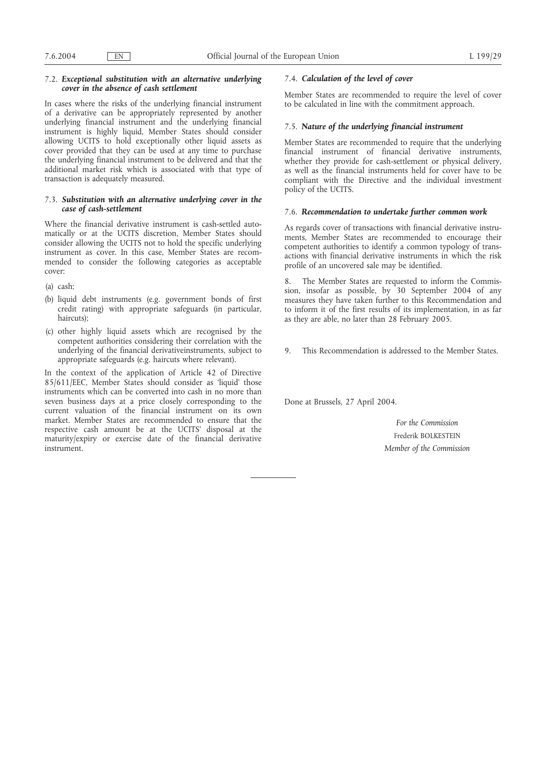### 7.2. *Exceptional substitution with an alternative underlying cover in the absence of cash settlement*

In cases where the risks of the underlying financial instrument of a derivative can be appropriately represented by another underlying financial instrument and the underlying financial instrument is highly liquid, Member States should consider allowing UCITS to hold exceptionally other liquid assets as cover provided that they can be used at any time to purchase the underlying financial instrument to be delivered and that the additional market risk which is associated with that type of transaction is adequately measured.

### 7.3. *Substitution with an alternative underlying cover in the case of cash-settlement*

Where the financial derivative instrument is cash-settled automatically or at the UCITS discretion, Member States should consider allowing the UCITS not to hold the specific underlying instrument as cover. In this case, Member States are recommended to consider the following categories as acceptable cover:

(a) cash;

(b) liquid debt instruments (e.g. government bonds of first credit rating) with appropriate safeguards (in particular, haircuts);

(c) other highly liquid assets which are recognised by the competent authorities considering their correlation with the underlying of the financial derivativeinstruments, subject to appropriate safeguards (e.g. haircuts where relevant).

In the context of the application of Article 42 of Directive 85/611/EEC, Member States should consider as 'liquid' those instruments which can be converted into cash in no more than seven business days at a price closely corresponding to the current valuation of the financial instrument on its own market. Member States are recommended to ensure that the respective cash amount be at the UCITS' disposal at the maturity/expiry or exercise date of the financial derivative instrument.

### 7.4. *Calculation of the level of cover*

Member States are recommended to require the level of cover to be calculated in line with the commitment approach.

### 7.5. *Nature of the underlying financial instrument*

Member States are recommended to require that the underlying financial instrument of financial derivative instruments, whether they provide for cash-settlement or physical delivery, as well as the financial instruments held for cover have to be compliant with the Directive and the individual investment policy of the UCITS.

### 7.6. *Recommendation to undertake further common work*

As regards cover of transactions with financial derivative instruments, Member States are recommended to encourage their competent authorities to identify a common typology of transactions with financial derivative instruments in which the risk profile of an uncovered sale may be identified.

8. The Member States are requested to inform the Commission, insofar as possible, by 30 September 2004 of any measures they have taken further to this Recommendation and to inform it of the first results of its implementation, in as far as they are able, no later than 28 February 2005.

9. This Recommendation is addressed to the Member States.

Done at Brussels, 27 April 2004.

*For the Commission*

Frederik BOLKESTEIN

*Member of the Commission*